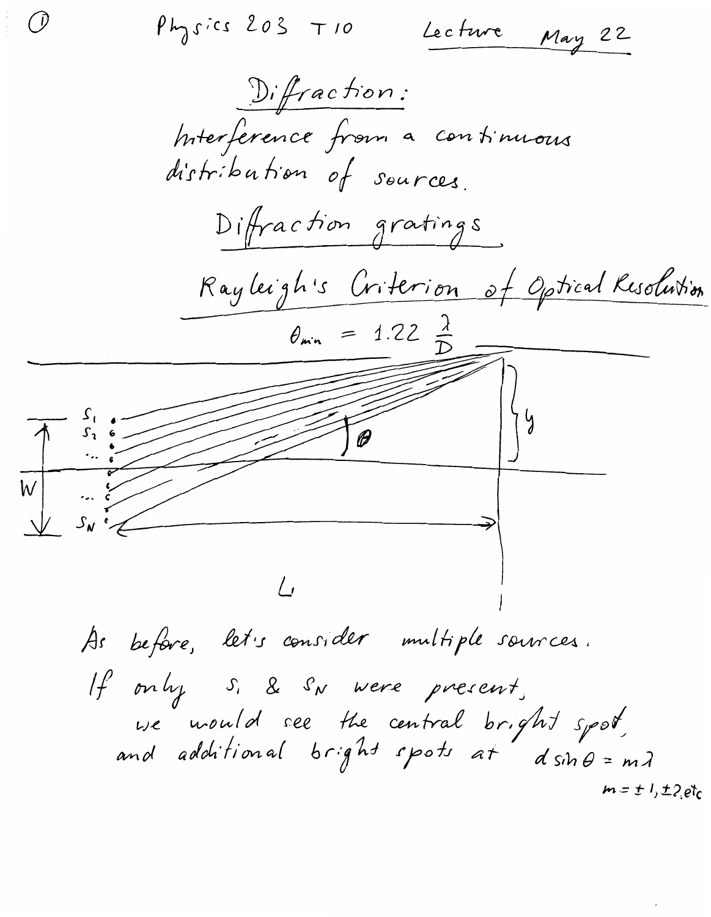Physics 203 T10 — Lecture May 22

# Diffraction:

Interference from a continuous distribution of sources.

## Diffraction gratings

## Rayleigh's Criterion of Optical Resolution

$$\theta_{min} = 1.22 \frac{\lambda}{D}$$

As before, let's consider multiple sources.

If only $S_1$ & $S_N$ were present, we would see the central bright spot, and additional bright spots at $d \sin\theta = m\lambda$

$m = \pm 1, \pm 2, etc$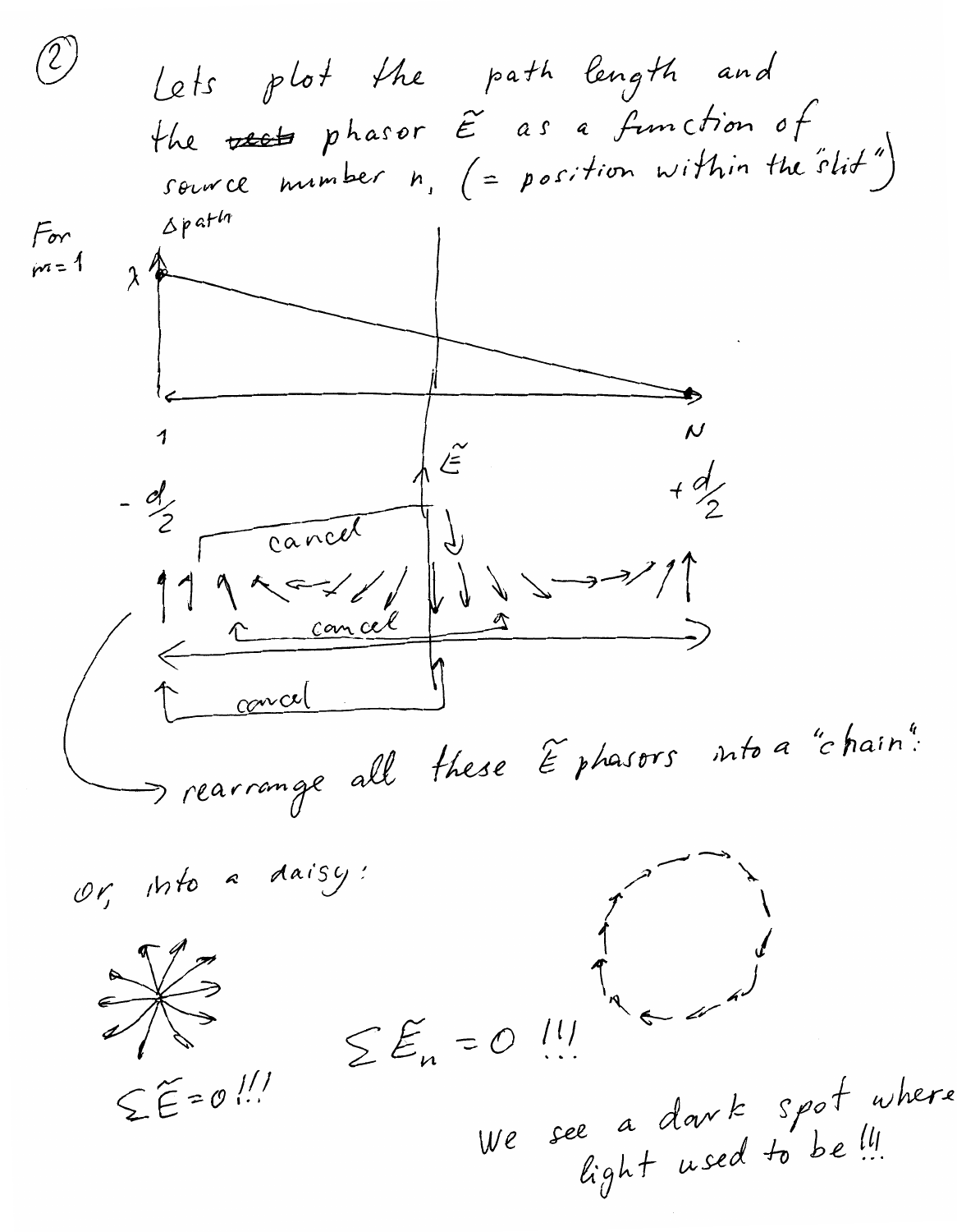② Lets plot the path length and the phasor $\tilde{E}$ as a function of source number $n$, (= position within the "slit")

For $m=1$

$\Delta$path

$\lambda$

1 &nbsp;&nbsp;&nbsp;&nbsp;&nbsp;&nbsp;&nbsp;&nbsp; $N$

$-\frac{d}{2}$ &nbsp;&nbsp;&nbsp;&nbsp;&nbsp;&nbsp;&nbsp;&nbsp; $\tilde{E}$ &nbsp;&nbsp;&nbsp;&nbsp;&nbsp;&nbsp;&nbsp;&nbsp; $+\frac{d}{2}$

cancel

cancel

cancel

→ rearrange all these $\tilde{E}$ phasors into a "chain":

or, into a daisy:

$\sum \tilde{E}_n = 0$ !!!

$\sum \tilde{E} = 0$ !!!

We see a dark spot where light used to be !!!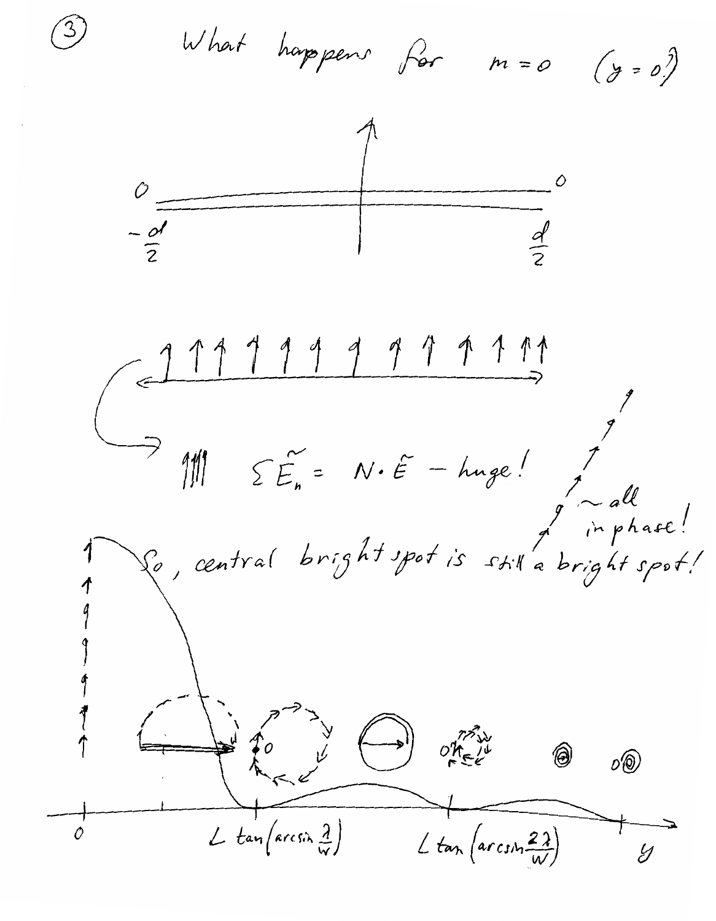③

What happens for $m = 0$ $(y = 0)$?

$0$ $\qquad\qquad\qquad\qquad$ $0$

$-\frac{d}{2}$ $\qquad\qquad\qquad\qquad$ $\frac{d}{2}$

$\sum \tilde{E}_n = N \cdot \tilde{E}$ – huge!

~ all in phase!

So, central bright spot is still a bright spot!

$0$ $\qquad$ $L \tan\left(\arcsin \frac{\lambda}{w}\right)$ $\qquad$ $L \tan\left(\arcsin \frac{2\lambda}{w}\right)$ $\qquad$ $y$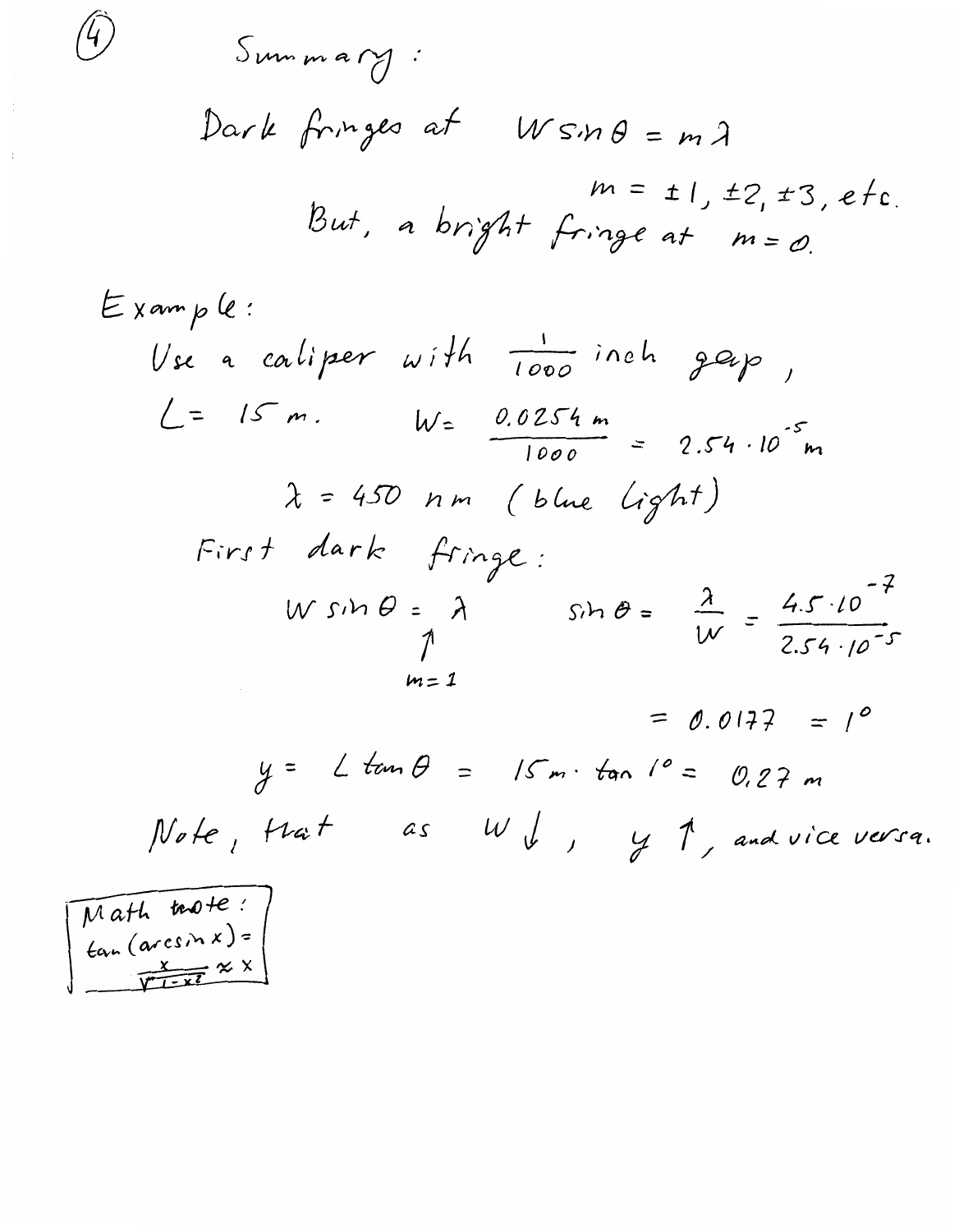Summary:

Dark fringes at $W \sin\theta = m\lambda$

$m = \pm 1, \pm 2, \pm 3$, etc.

But, a bright fringe at $m = 0$.

Example:

Use a caliper with $\frac{1}{1000}$ inch gap,

$L = 15\text{ m}$. $\quad W = \frac{0.0254\text{ m}}{1000} = 2.54 \cdot 10^{-5}\text{ m}$

$\lambda = 450\text{ nm}$ (blue light)

First dark fringe:

$W \sin\theta = \lambda$ (↑ $m=1$) $\qquad \sin\theta = \frac{\lambda}{W} = \frac{4.5 \cdot 10^{-7}}{2.54 \cdot 10^{-5}}$

$= 0.0177 = 1°$

$y = L\tan\theta = 15\text{ m} \cdot \tan 1° = 0.27\text{ m}$

Note, that as $W \downarrow$, $y \uparrow$, and vice versa.

> Math note:
> $\tan(\arcsin x) = \frac{x}{\sqrt{1-x^2}} \approx x$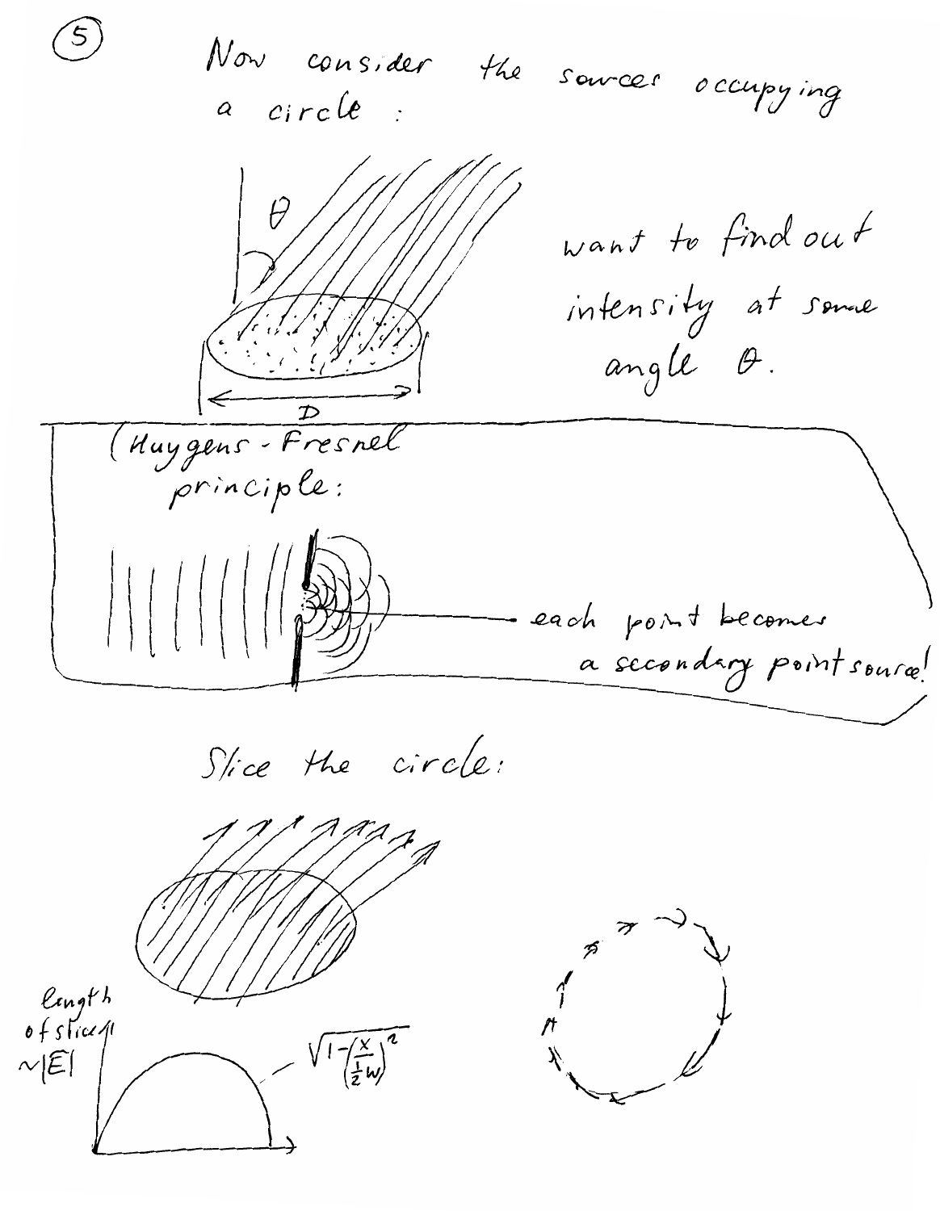⑤ Now consider the sources occupying a circle:

$\theta$

$D$

want to find out intensity at some angle $\theta$.

(Huygens-Fresnel principle:

each point becomes a secondary point source!

Slice the circle:

length of slice $\sim |E|$

$\sqrt{1-\left(\frac{x}{\frac{1}{2}w}\right)^2}$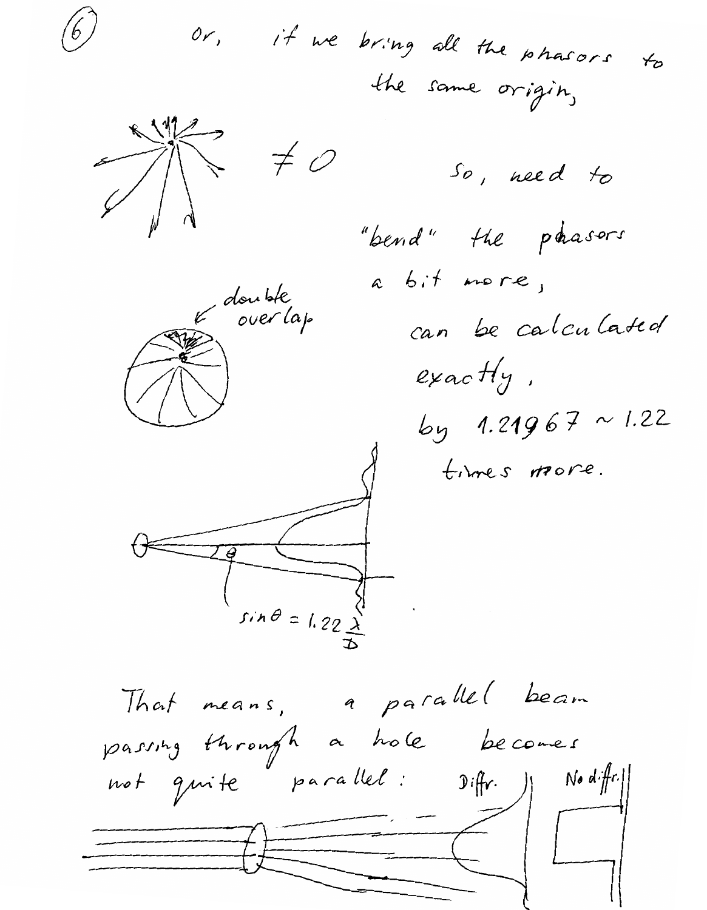Or, if we bring all the phasors to the same origin,

$\neq 0$

So, need to "bend" the phasors a bit more,

double overlap

can be calculated exactly,

by $1.21967 \sim 1.22$ times more.

$\theta$

$\sin\theta = 1.22 \frac{\lambda}{D}$

That means, a parallel beam passing through a hole becomes not quite parallel:

Diffr.

No diffr.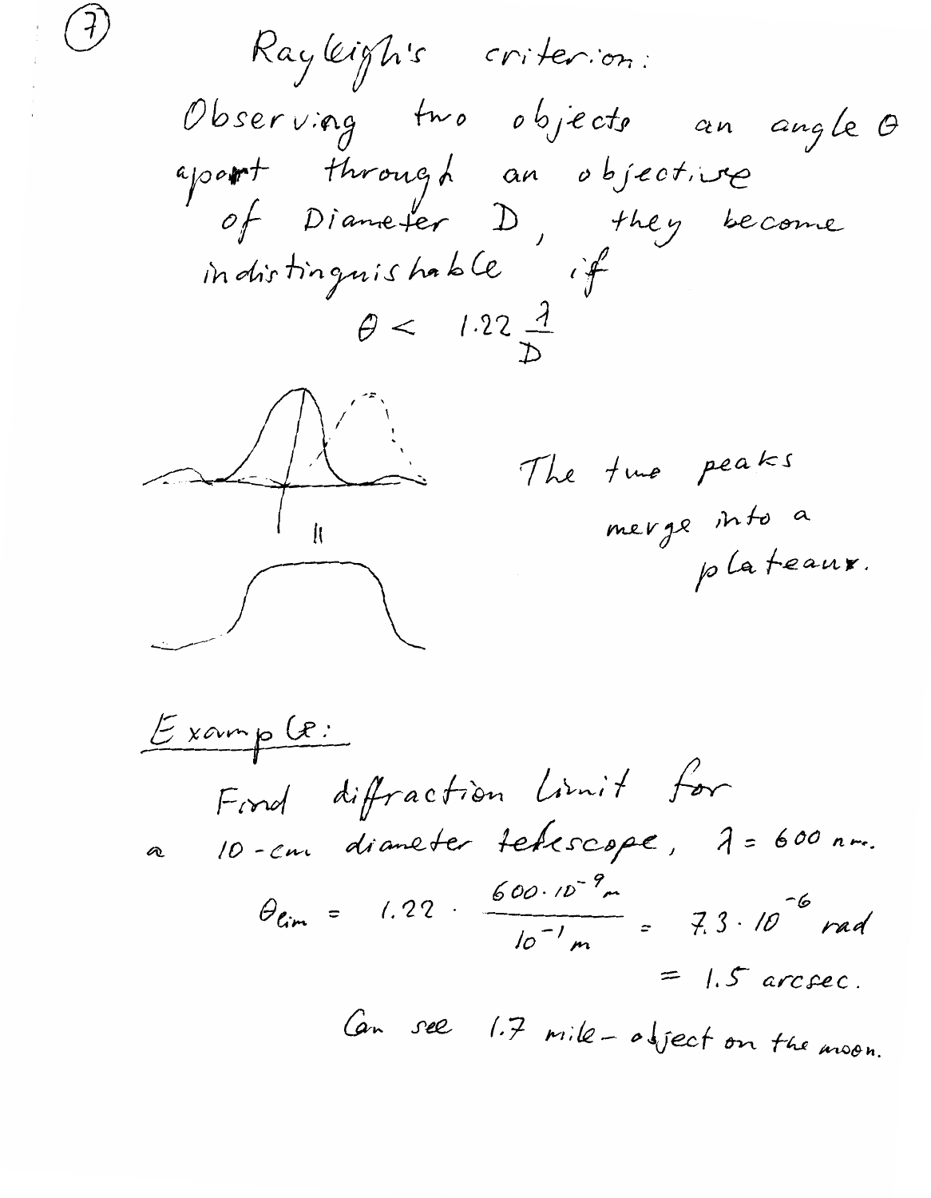## Rayleigh's criterion:

Observing two objects an angle $\theta$ apart through an objective of Diameter $D$, they become indistinguishable if

$$\theta < 1.22 \frac{\lambda}{D}$$

The two peaks merge into a plateaux.

## Example:

Find diffraction limit for a 10-cm diameter telescope, $\lambda = 600$ nm.

$$\theta_{lim} = 1.22 \cdot \frac{600 \cdot 10^{-9} m}{10^{-1} m} = 7.3 \cdot 10^{-6} \text{ rad}$$

$$= 1.5 \text{ arcsec.}$$

Can see 1.7 mile-object on the moon.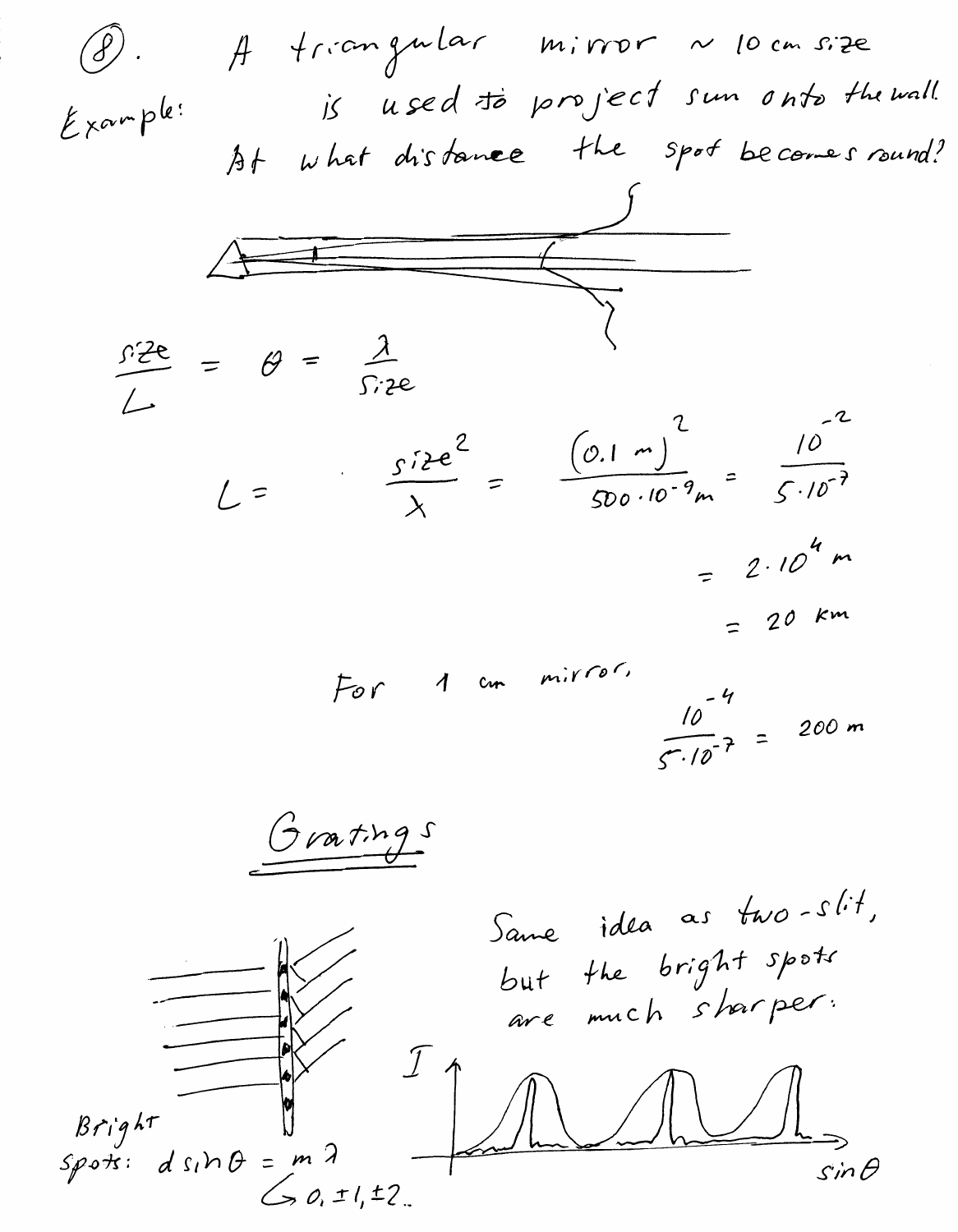(8). **Example:** A triangular mirror ~ 10 cm size is used to project sun onto the wall. At what distance the spot becomes round?

$$\frac{\text{size}}{L} = \theta = \frac{\lambda}{\text{size}}$$

$$L = \frac{\text{size}^2}{\lambda} = \frac{(0.1\ \text{m})^2}{500 \cdot 10^{-9}\ \text{m}} = \frac{10^{-2}}{5 \cdot 10^{-7}}$$

$$= 2 \cdot 10^4\ \text{m}$$

$$= 20\ \text{km}$$

For 1 cm mirror,

$$\frac{10^{-4}}{5 \cdot 10^{-7}} = 200\ \text{m}$$

## Gratings

Same idea as two-slit, but the bright spots are much sharper.

Bright spots: $d \sin\theta = m\lambda$

$m = 0, \pm 1, \pm 2 ..$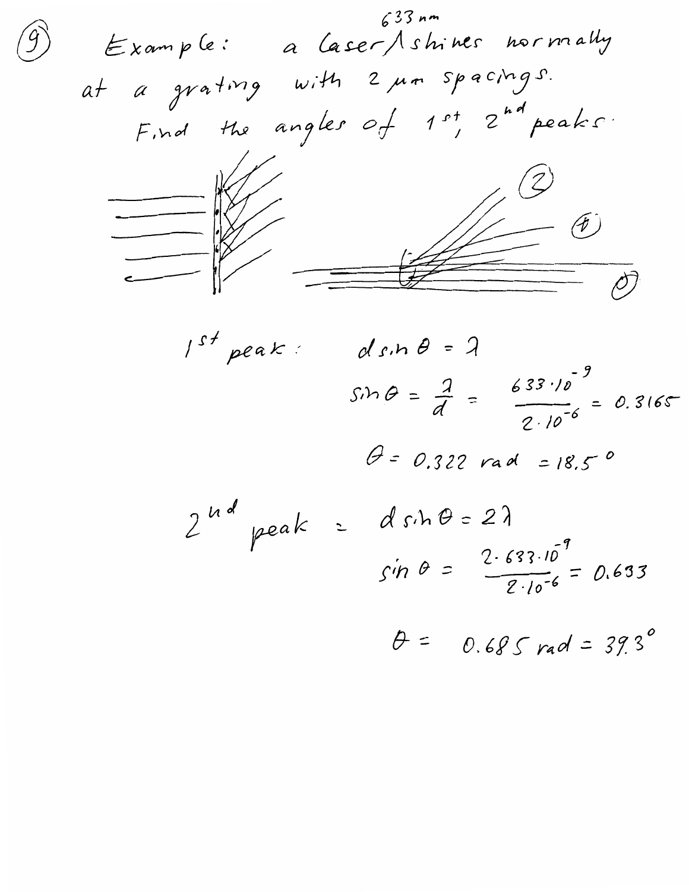(9) Example: a laser (633 nm) shines normally at a grating with 2 μm spacings. Find the angles of 1st, 2nd peaks.

(2)

(1)

(0)

1st peak: $d \sin\theta = \lambda$

$$\sin\theta = \frac{\lambda}{d} = \frac{633 \cdot 10^{-9}}{2 \cdot 10^{-6}} = 0.3165$$

$$\theta = 0.322 \text{ rad} = 18.5^{\circ}$$

2nd peak: $d \sin\theta = 2\lambda$

$$\sin\theta = \frac{2 \cdot 633 \cdot 10^{-9}}{2 \cdot 10^{-6}} = 0.633$$

$$\theta = 0.685 \text{ rad} = 39.3^{\circ}$$